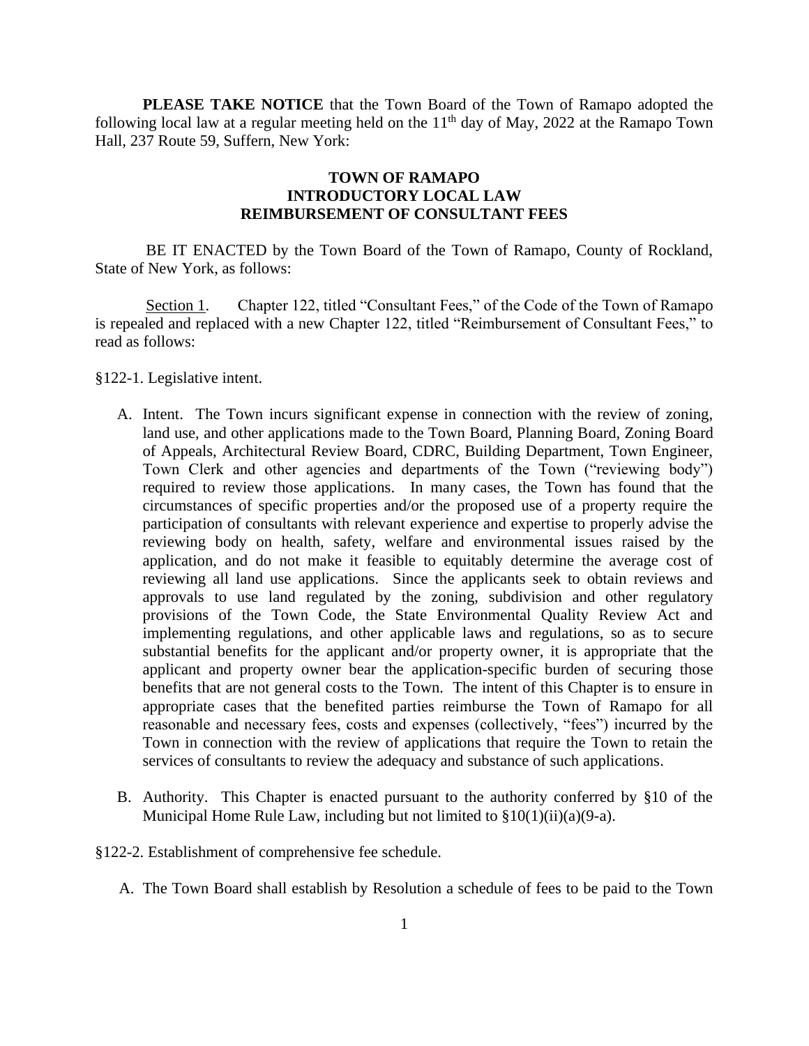**PLEASE TAKE NOTICE** that the Town Board of the Town of Ramapo adopted the following local law at a regular meeting held on the 11th day of May, 2022 at the Ramapo Town Hall, 237 Route 59, Suffern, New York:

**TOWN OF RAMAPO**
**INTRODUCTORY LOCAL LAW**
**REIMBURSEMENT OF CONSULTANT FEES**

BE IT ENACTED by the Town Board of the Town of Ramapo, County of Rockland, State of New York, as follows:

Section 1. Chapter 122, titled "Consultant Fees," of the Code of the Town of Ramapo is repealed and replaced with a new Chapter 122, titled "Reimbursement of Consultant Fees," to read as follows:

§122-1. Legislative intent.

A. Intent. The Town incurs significant expense in connection with the review of zoning, land use, and other applications made to the Town Board, Planning Board, Zoning Board of Appeals, Architectural Review Board, CDRC, Building Department, Town Engineer, Town Clerk and other agencies and departments of the Town ("reviewing body") required to review those applications. In many cases, the Town has found that the circumstances of specific properties and/or the proposed use of a property require the participation of consultants with relevant experience and expertise to properly advise the reviewing body on health, safety, welfare and environmental issues raised by the application, and do not make it feasible to equitably determine the average cost of reviewing all land use applications. Since the applicants seek to obtain reviews and approvals to use land regulated by the zoning, subdivision and other regulatory provisions of the Town Code, the State Environmental Quality Review Act and implementing regulations, and other applicable laws and regulations, so as to secure substantial benefits for the applicant and/or property owner, it is appropriate that the applicant and property owner bear the application-specific burden of securing those benefits that are not general costs to the Town. The intent of this Chapter is to ensure in appropriate cases that the benefited parties reimburse the Town of Ramapo for all reasonable and necessary fees, costs and expenses (collectively, "fees") incurred by the Town in connection with the review of applications that require the Town to retain the services of consultants to review the adequacy and substance of such applications.

B. Authority. This Chapter is enacted pursuant to the authority conferred by §10 of the Municipal Home Rule Law, including but not limited to §10(1)(ii)(a)(9-a).

§122-2. Establishment of comprehensive fee schedule.

A. The Town Board shall establish by Resolution a schedule of fees to be paid to the Town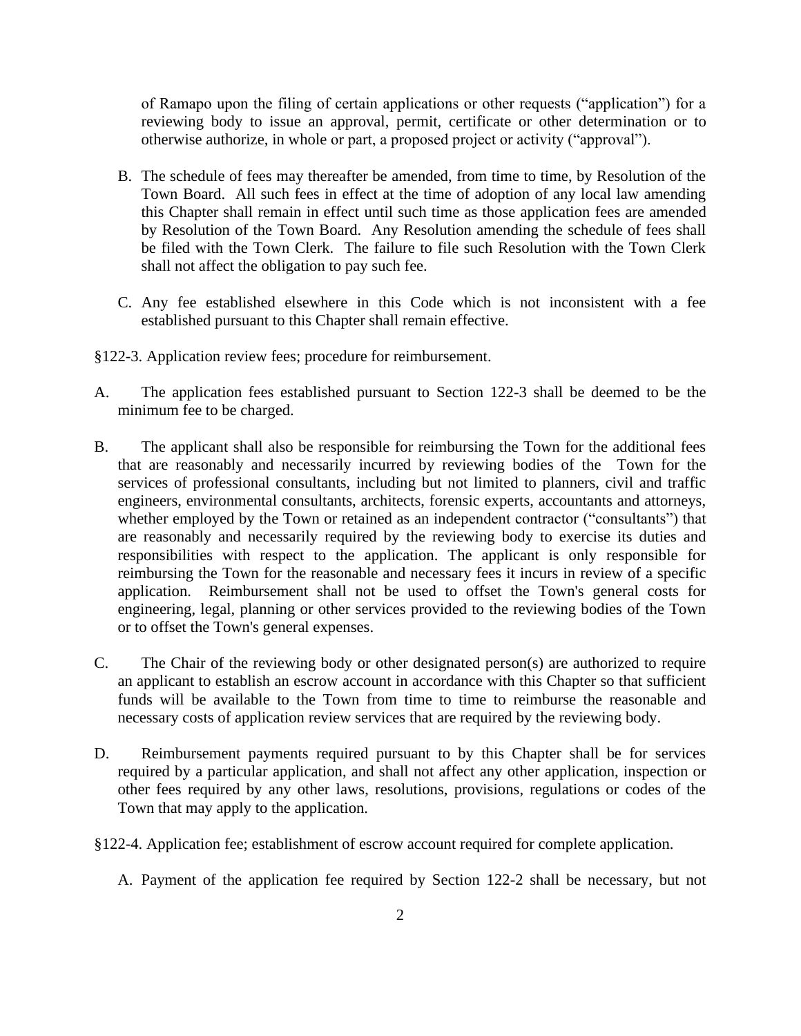of Ramapo upon the filing of certain applications or other requests ("application") for a reviewing body to issue an approval, permit, certificate or other determination or to otherwise authorize, in whole or part, a proposed project or activity ("approval").

B. The schedule of fees may thereafter be amended, from time to time, by Resolution of the Town Board. All such fees in effect at the time of adoption of any local law amending this Chapter shall remain in effect until such time as those application fees are amended by Resolution of the Town Board. Any Resolution amending the schedule of fees shall be filed with the Town Clerk. The failure to file such Resolution with the Town Clerk shall not affect the obligation to pay such fee.

C. Any fee established elsewhere in this Code which is not inconsistent with a fee established pursuant to this Chapter shall remain effective.

§122-3. Application review fees; procedure for reimbursement.

A. The application fees established pursuant to Section 122-3 shall be deemed to be the minimum fee to be charged.

B. The applicant shall also be responsible for reimbursing the Town for the additional fees that are reasonably and necessarily incurred by reviewing bodies of the Town for the services of professional consultants, including but not limited to planners, civil and traffic engineers, environmental consultants, architects, forensic experts, accountants and attorneys, whether employed by the Town or retained as an independent contractor ("consultants") that are reasonably and necessarily required by the reviewing body to exercise its duties and responsibilities with respect to the application. The applicant is only responsible for reimbursing the Town for the reasonable and necessary fees it incurs in review of a specific application. Reimbursement shall not be used to offset the Town's general costs for engineering, legal, planning or other services provided to the reviewing bodies of the Town or to offset the Town's general expenses.

C. The Chair of the reviewing body or other designated person(s) are authorized to require an applicant to establish an escrow account in accordance with this Chapter so that sufficient funds will be available to the Town from time to time to reimburse the reasonable and necessary costs of application review services that are required by the reviewing body.

D. Reimbursement payments required pursuant to by this Chapter shall be for services required by a particular application, and shall not affect any other application, inspection or other fees required by any other laws, resolutions, provisions, regulations or codes of the Town that may apply to the application.

§122-4. Application fee; establishment of escrow account required for complete application.

A. Payment of the application fee required by Section 122-2 shall be necessary, but not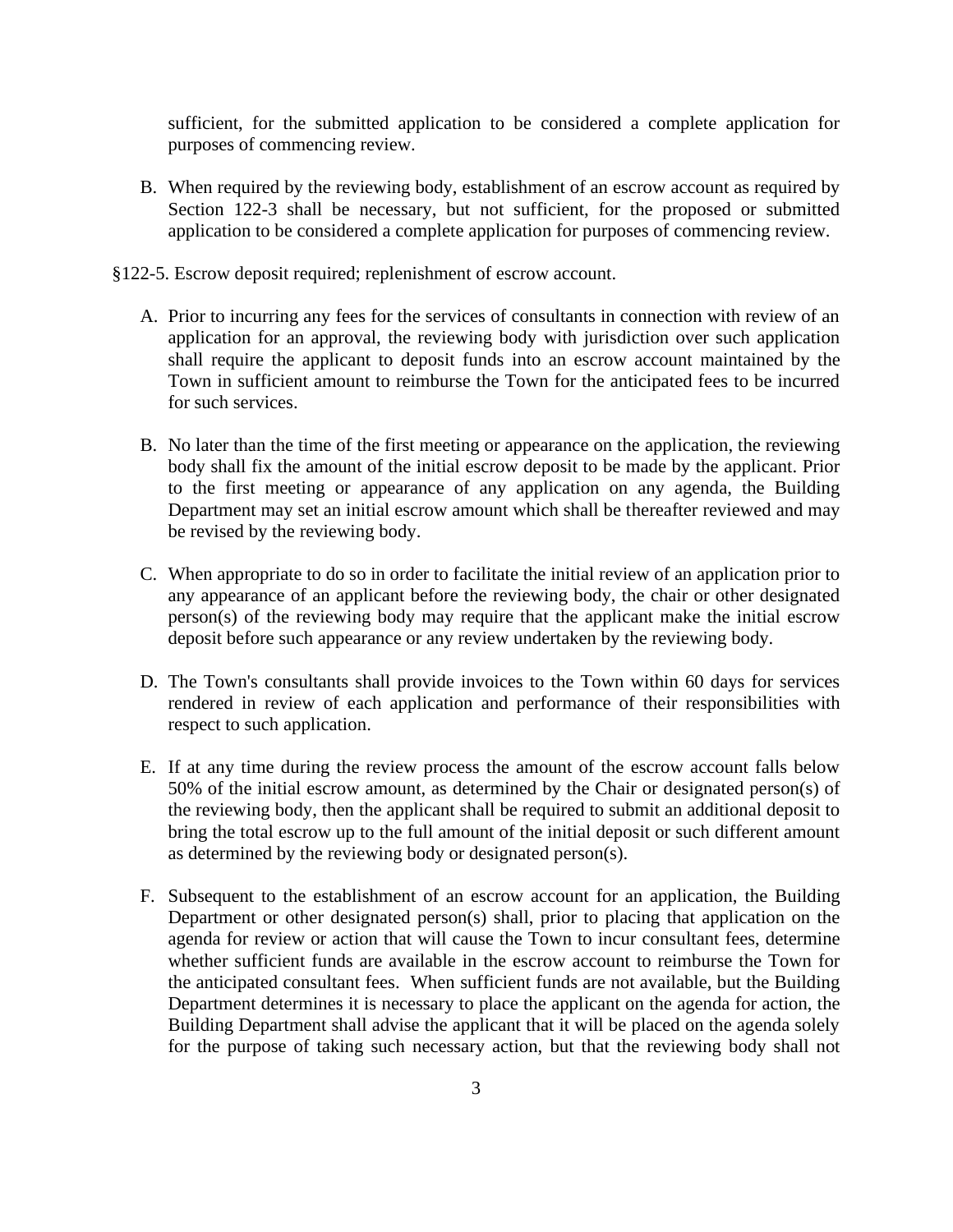sufficient, for the submitted application to be considered a complete application for purposes of commencing review.

B. When required by the reviewing body, establishment of an escrow account as required by Section 122-3 shall be necessary, but not sufficient, for the proposed or submitted application to be considered a complete application for purposes of commencing review.

§122-5. Escrow deposit required; replenishment of escrow account.

A. Prior to incurring any fees for the services of consultants in connection with review of an application for an approval, the reviewing body with jurisdiction over such application shall require the applicant to deposit funds into an escrow account maintained by the Town in sufficient amount to reimburse the Town for the anticipated fees to be incurred for such services.

B. No later than the time of the first meeting or appearance on the application, the reviewing body shall fix the amount of the initial escrow deposit to be made by the applicant. Prior to the first meeting or appearance of any application on any agenda, the Building Department may set an initial escrow amount which shall be thereafter reviewed and may be revised by the reviewing body.

C. When appropriate to do so in order to facilitate the initial review of an application prior to any appearance of an applicant before the reviewing body, the chair or other designated person(s) of the reviewing body may require that the applicant make the initial escrow deposit before such appearance or any review undertaken by the reviewing body.

D. The Town's consultants shall provide invoices to the Town within 60 days for services rendered in review of each application and performance of their responsibilities with respect to such application.

E. If at any time during the review process the amount of the escrow account falls below 50% of the initial escrow amount, as determined by the Chair or designated person(s) of the reviewing body, then the applicant shall be required to submit an additional deposit to bring the total escrow up to the full amount of the initial deposit or such different amount as determined by the reviewing body or designated person(s).

F. Subsequent to the establishment of an escrow account for an application, the Building Department or other designated person(s) shall, prior to placing that application on the agenda for review or action that will cause the Town to incur consultant fees, determine whether sufficient funds are available in the escrow account to reimburse the Town for the anticipated consultant fees. When sufficient funds are not available, but the Building Department determines it is necessary to place the applicant on the agenda for action, the Building Department shall advise the applicant that it will be placed on the agenda solely for the purpose of taking such necessary action, but that the reviewing body shall not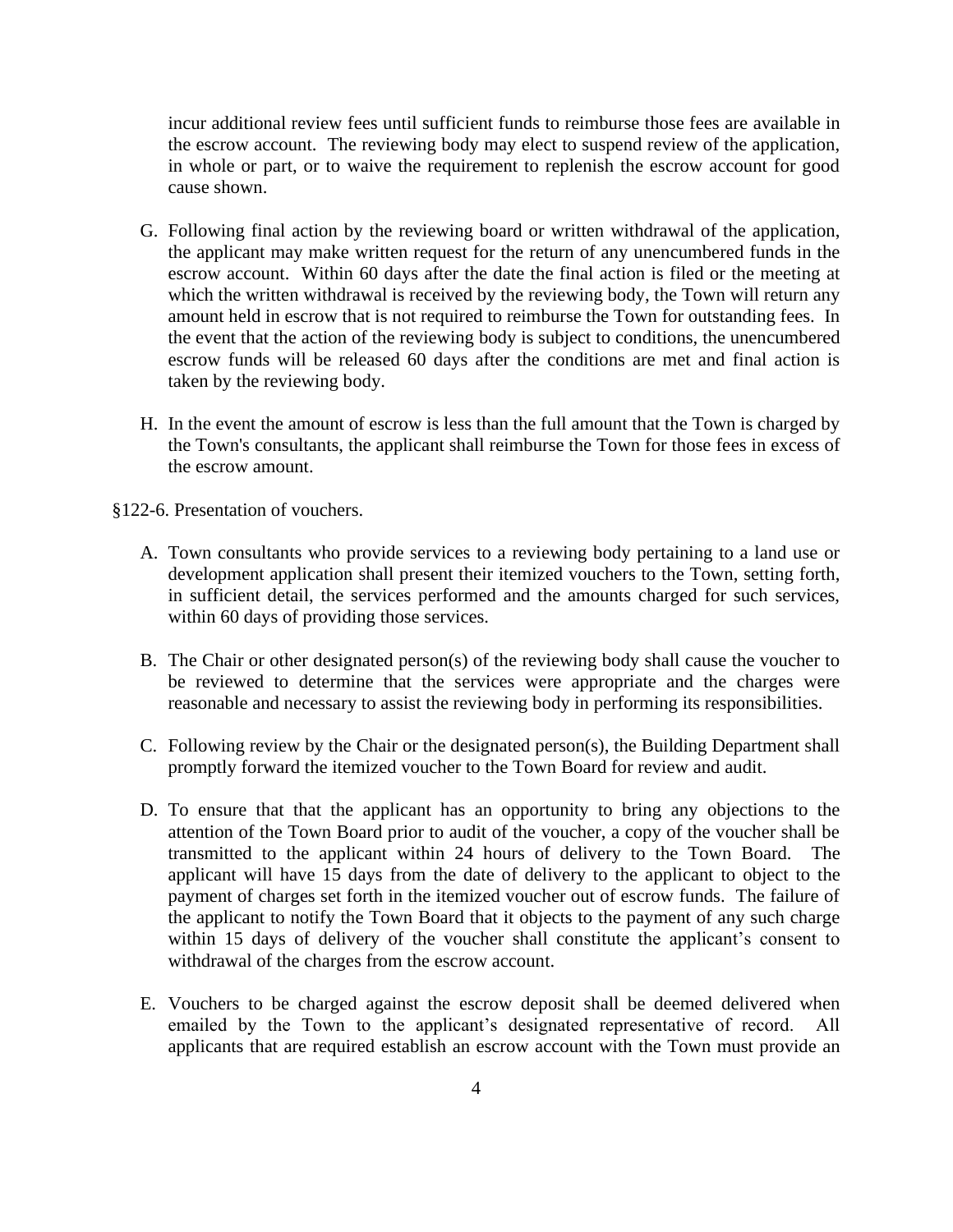incur additional review fees until sufficient funds to reimburse those fees are available in the escrow account. The reviewing body may elect to suspend review of the application, in whole or part, or to waive the requirement to replenish the escrow account for good cause shown.

G. Following final action by the reviewing board or written withdrawal of the application, the applicant may make written request for the return of any unencumbered funds in the escrow account. Within 60 days after the date the final action is filed or the meeting at which the written withdrawal is received by the reviewing body, the Town will return any amount held in escrow that is not required to reimburse the Town for outstanding fees. In the event that the action of the reviewing body is subject to conditions, the unencumbered escrow funds will be released 60 days after the conditions are met and final action is taken by the reviewing body.

H. In the event the amount of escrow is less than the full amount that the Town is charged by the Town's consultants, the applicant shall reimburse the Town for those fees in excess of the escrow amount.

§122-6. Presentation of vouchers.

A. Town consultants who provide services to a reviewing body pertaining to a land use or development application shall present their itemized vouchers to the Town, setting forth, in sufficient detail, the services performed and the amounts charged for such services, within 60 days of providing those services.

B. The Chair or other designated person(s) of the reviewing body shall cause the voucher to be reviewed to determine that the services were appropriate and the charges were reasonable and necessary to assist the reviewing body in performing its responsibilities.

C. Following review by the Chair or the designated person(s), the Building Department shall promptly forward the itemized voucher to the Town Board for review and audit.

D. To ensure that that the applicant has an opportunity to bring any objections to the attention of the Town Board prior to audit of the voucher, a copy of the voucher shall be transmitted to the applicant within 24 hours of delivery to the Town Board. The applicant will have 15 days from the date of delivery to the applicant to object to the payment of charges set forth in the itemized voucher out of escrow funds. The failure of the applicant to notify the Town Board that it objects to the payment of any such charge within 15 days of delivery of the voucher shall constitute the applicant's consent to withdrawal of the charges from the escrow account.

E. Vouchers to be charged against the escrow deposit shall be deemed delivered when emailed by the Town to the applicant's designated representative of record. All applicants that are required establish an escrow account with the Town must provide an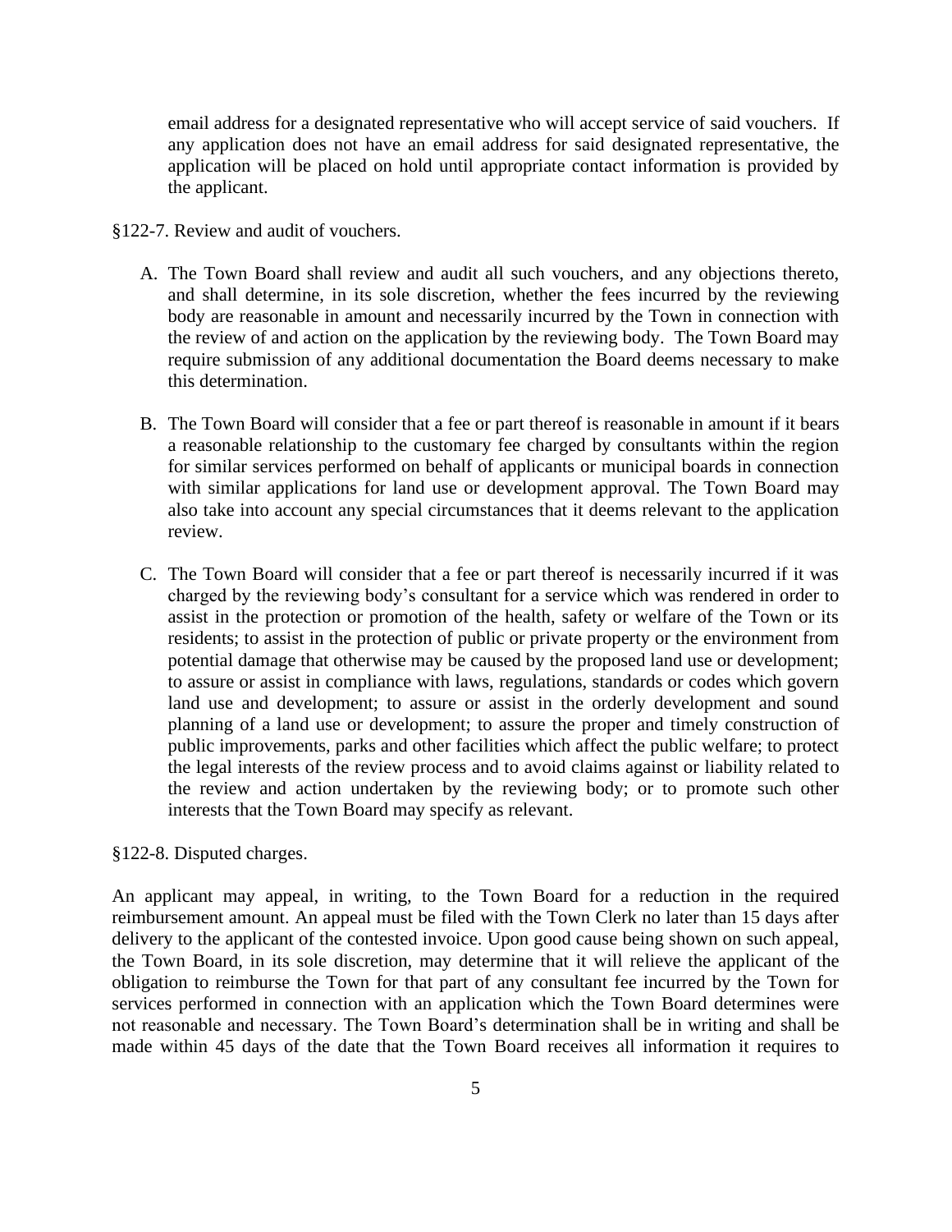email address for a designated representative who will accept service of said vouchers. If any application does not have an email address for said designated representative, the application will be placed on hold until appropriate contact information is provided by the applicant.

§122-7. Review and audit of vouchers.

A. The Town Board shall review and audit all such vouchers, and any objections thereto, and shall determine, in its sole discretion, whether the fees incurred by the reviewing body are reasonable in amount and necessarily incurred by the Town in connection with the review of and action on the application by the reviewing body. The Town Board may require submission of any additional documentation the Board deems necessary to make this determination.

B. The Town Board will consider that a fee or part thereof is reasonable in amount if it bears a reasonable relationship to the customary fee charged by consultants within the region for similar services performed on behalf of applicants or municipal boards in connection with similar applications for land use or development approval. The Town Board may also take into account any special circumstances that it deems relevant to the application review.

C. The Town Board will consider that a fee or part thereof is necessarily incurred if it was charged by the reviewing body's consultant for a service which was rendered in order to assist in the protection or promotion of the health, safety or welfare of the Town or its residents; to assist in the protection of public or private property or the environment from potential damage that otherwise may be caused by the proposed land use or development; to assure or assist in compliance with laws, regulations, standards or codes which govern land use and development; to assure or assist in the orderly development and sound planning of a land use or development; to assure the proper and timely construction of public improvements, parks and other facilities which affect the public welfare; to protect the legal interests of the review process and to avoid claims against or liability related to the review and action undertaken by the reviewing body; or to promote such other interests that the Town Board may specify as relevant.

§122-8. Disputed charges.

An applicant may appeal, in writing, to the Town Board for a reduction in the required reimbursement amount. An appeal must be filed with the Town Clerk no later than 15 days after delivery to the applicant of the contested invoice. Upon good cause being shown on such appeal, the Town Board, in its sole discretion, may determine that it will relieve the applicant of the obligation to reimburse the Town for that part of any consultant fee incurred by the Town for services performed in connection with an application which the Town Board determines were not reasonable and necessary. The Town Board's determination shall be in writing and shall be made within 45 days of the date that the Town Board receives all information it requires to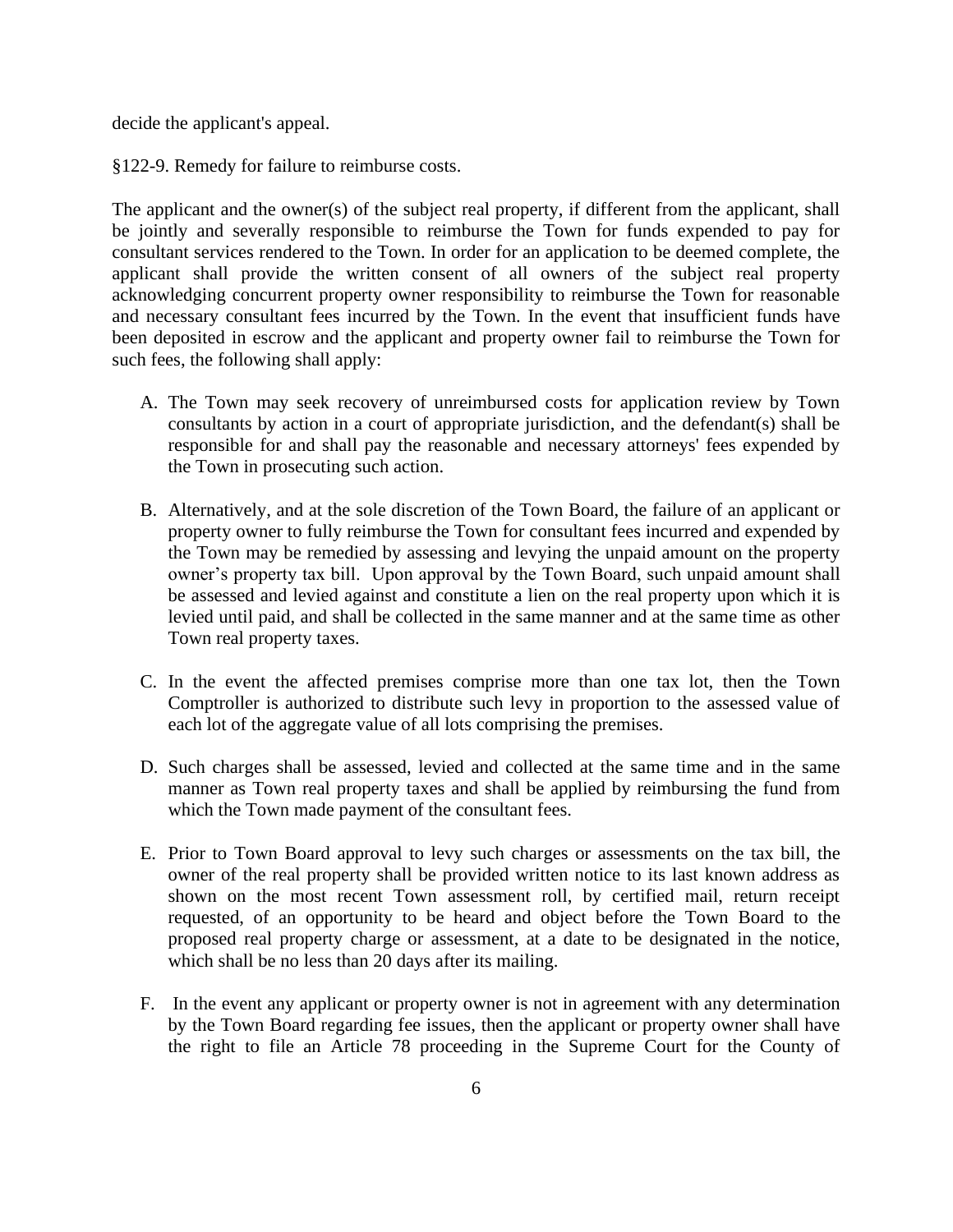decide the applicant's appeal.

§122-9. Remedy for failure to reimburse costs.

The applicant and the owner(s) of the subject real property, if different from the applicant, shall be jointly and severally responsible to reimburse the Town for funds expended to pay for consultant services rendered to the Town. In order for an application to be deemed complete, the applicant shall provide the written consent of all owners of the subject real property acknowledging concurrent property owner responsibility to reimburse the Town for reasonable and necessary consultant fees incurred by the Town. In the event that insufficient funds have been deposited in escrow and the applicant and property owner fail to reimburse the Town for such fees, the following shall apply:

A. The Town may seek recovery of unreimbursed costs for application review by Town consultants by action in a court of appropriate jurisdiction, and the defendant(s) shall be responsible for and shall pay the reasonable and necessary attorneys' fees expended by the Town in prosecuting such action.

B. Alternatively, and at the sole discretion of the Town Board, the failure of an applicant or property owner to fully reimburse the Town for consultant fees incurred and expended by the Town may be remedied by assessing and levying the unpaid amount on the property owner's property tax bill. Upon approval by the Town Board, such unpaid amount shall be assessed and levied against and constitute a lien on the real property upon which it is levied until paid, and shall be collected in the same manner and at the same time as other Town real property taxes.

C. In the event the affected premises comprise more than one tax lot, then the Town Comptroller is authorized to distribute such levy in proportion to the assessed value of each lot of the aggregate value of all lots comprising the premises.

D. Such charges shall be assessed, levied and collected at the same time and in the same manner as Town real property taxes and shall be applied by reimbursing the fund from which the Town made payment of the consultant fees.

E. Prior to Town Board approval to levy such charges or assessments on the tax bill, the owner of the real property shall be provided written notice to its last known address as shown on the most recent Town assessment roll, by certified mail, return receipt requested, of an opportunity to be heard and object before the Town Board to the proposed real property charge or assessment, at a date to be designated in the notice, which shall be no less than 20 days after its mailing.

F. In the event any applicant or property owner is not in agreement with any determination by the Town Board regarding fee issues, then the applicant or property owner shall have the right to file an Article 78 proceeding in the Supreme Court for the County of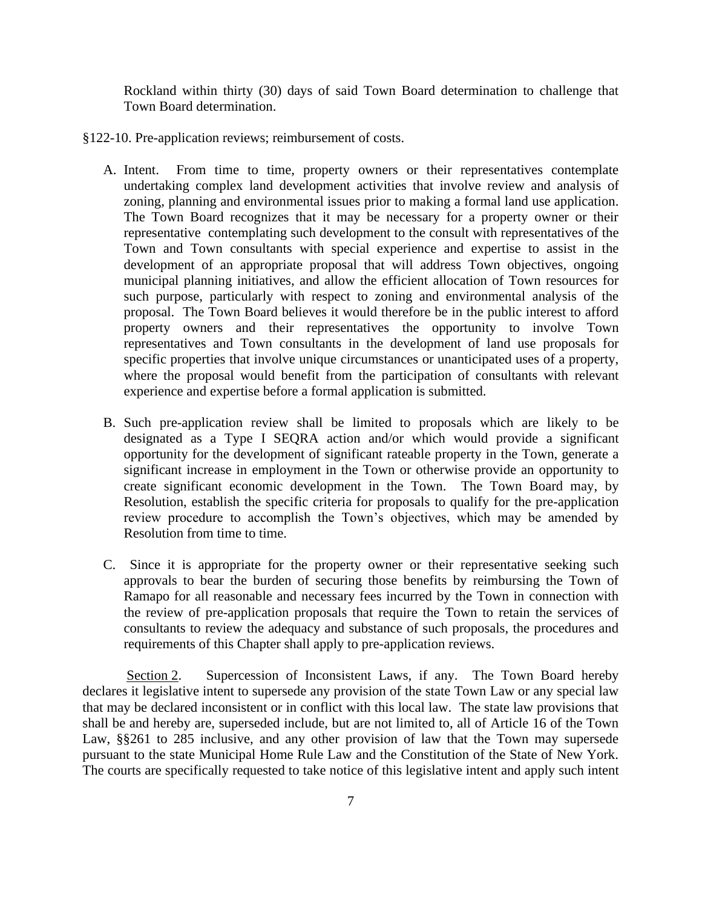Rockland within thirty (30) days of said Town Board determination to challenge that Town Board determination.

§122-10. Pre-application reviews; reimbursement of costs.

A. Intent. From time to time, property owners or their representatives contemplate undertaking complex land development activities that involve review and analysis of zoning, planning and environmental issues prior to making a formal land use application. The Town Board recognizes that it may be necessary for a property owner or their representative contemplating such development to the consult with representatives of the Town and Town consultants with special experience and expertise to assist in the development of an appropriate proposal that will address Town objectives, ongoing municipal planning initiatives, and allow the efficient allocation of Town resources for such purpose, particularly with respect to zoning and environmental analysis of the proposal. The Town Board believes it would therefore be in the public interest to afford property owners and their representatives the opportunity to involve Town representatives and Town consultants in the development of land use proposals for specific properties that involve unique circumstances or unanticipated uses of a property, where the proposal would benefit from the participation of consultants with relevant experience and expertise before a formal application is submitted.

B. Such pre-application review shall be limited to proposals which are likely to be designated as a Type I SEQRA action and/or which would provide a significant opportunity for the development of significant rateable property in the Town, generate a significant increase in employment in the Town or otherwise provide an opportunity to create significant economic development in the Town. The Town Board may, by Resolution, establish the specific criteria for proposals to qualify for the pre-application review procedure to accomplish the Town's objectives, which may be amended by Resolution from time to time.

C. Since it is appropriate for the property owner or their representative seeking such approvals to bear the burden of securing those benefits by reimbursing the Town of Ramapo for all reasonable and necessary fees incurred by the Town in connection with the review of pre-application proposals that require the Town to retain the services of consultants to review the adequacy and substance of such proposals, the procedures and requirements of this Chapter shall apply to pre-application reviews.

Section 2. Supercession of Inconsistent Laws, if any. The Town Board hereby declares it legislative intent to supersede any provision of the state Town Law or any special law that may be declared inconsistent or in conflict with this local law. The state law provisions that shall be and hereby are, superseded include, but are not limited to, all of Article 16 of the Town Law, §§261 to 285 inclusive, and any other provision of law that the Town may supersede pursuant to the state Municipal Home Rule Law and the Constitution of the State of New York. The courts are specifically requested to take notice of this legislative intent and apply such intent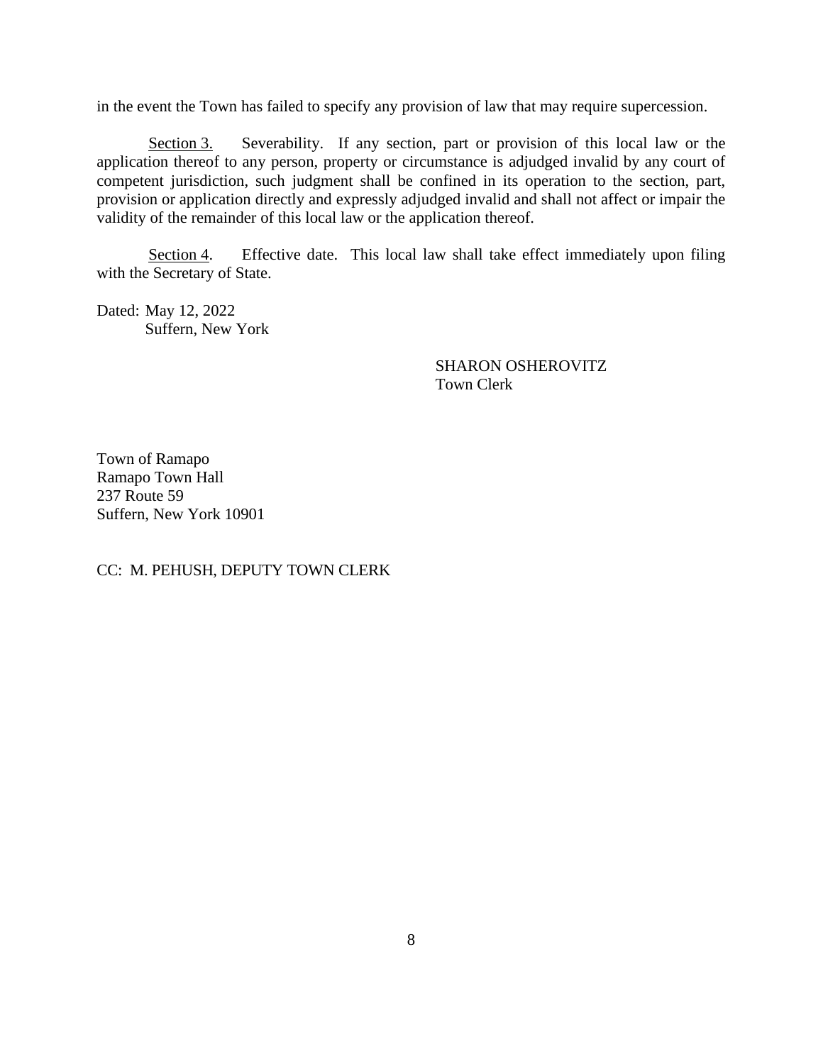in the event the Town has failed to specify any provision of law that may require supercession.

Section 3. Severability. If any section, part or provision of this local law or the application thereof to any person, property or circumstance is adjudged invalid by any court of competent jurisdiction, such judgment shall be confined in its operation to the section, part, provision or application directly and expressly adjudged invalid and shall not affect or impair the validity of the remainder of this local law or the application thereof.

Section 4. Effective date. This local law shall take effect immediately upon filing with the Secretary of State.

Dated: May 12, 2022
Suffern, New York

SHARON OSHEROVITZ
Town Clerk

Town of Ramapo
Ramapo Town Hall
237 Route 59
Suffern, New York 10901

CC: M. PEHUSH, DEPUTY TOWN CLERK